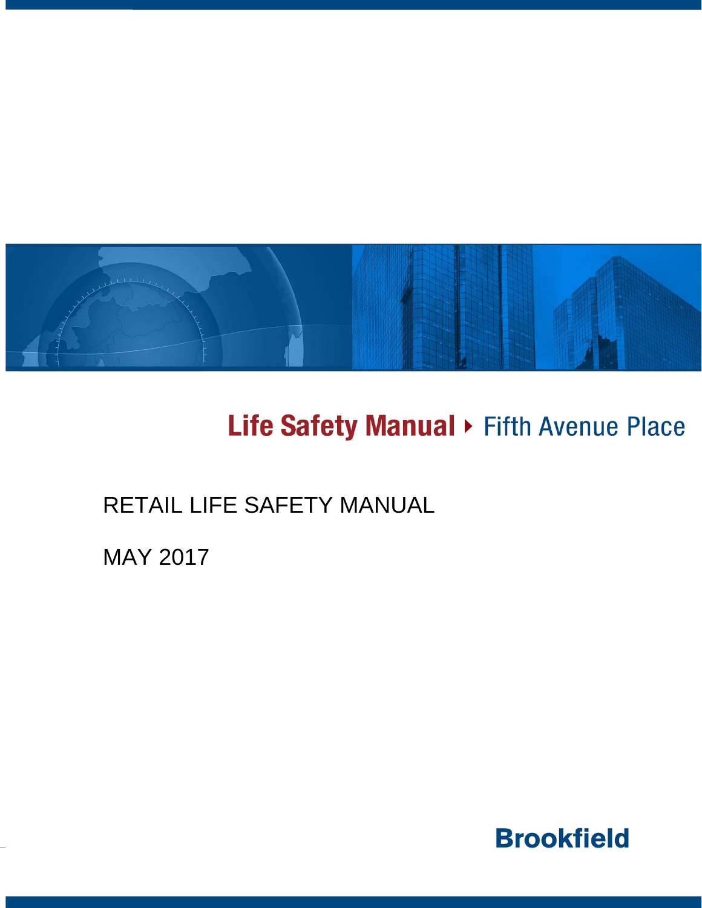# Life Safety Manual ▸ Fifth Avenue Place

RETAIL LIFE SAFETY MANUAL

MAY 2017

**Brookfield**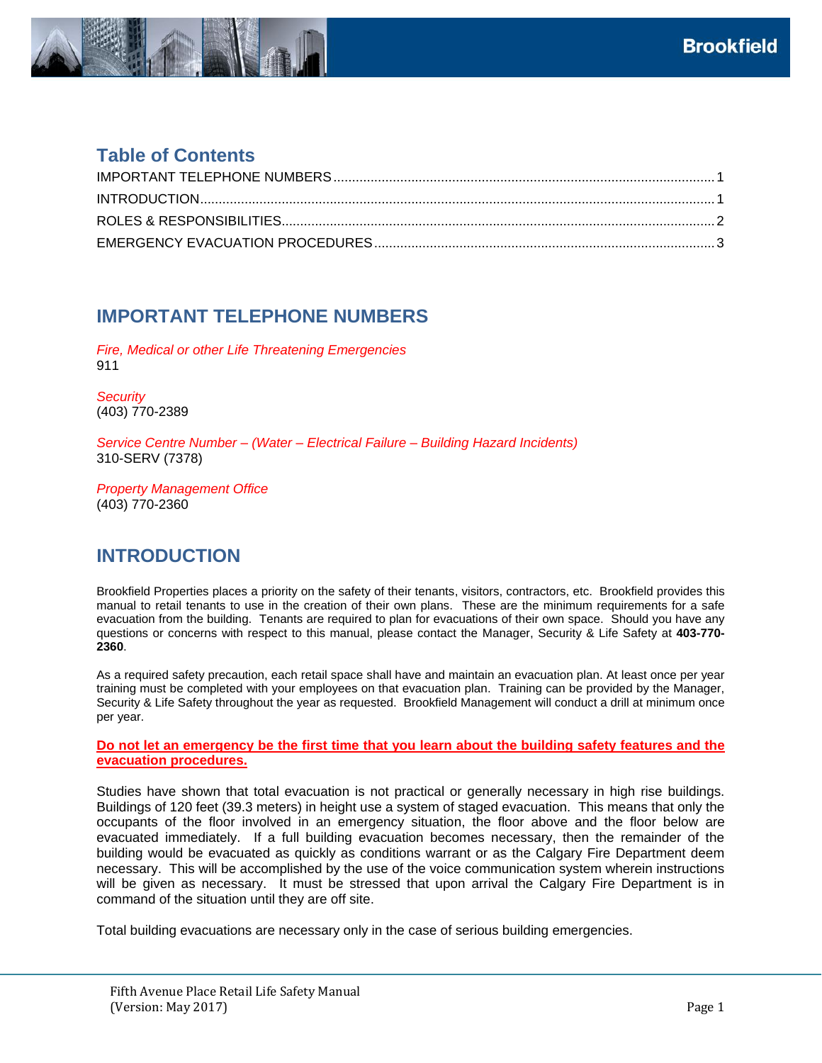## Table of Contents

IMPORTANT TELEPHONE NUMBERS ........ 1
INTRODUCTION ........ 1
ROLES & RESPONSIBILITIES ........ 2
EMERGENCY EVACUATION PROCEDURES ........ 3

## IMPORTANT TELEPHONE NUMBERS

*Fire, Medical or other Life Threatening Emergencies*
911

*Security*
(403) 770-2389

*Service Centre Number – (Water – Electrical Failure – Building Hazard Incidents)*
310-SERV (7378)

*Property Management Office*
(403) 770-2360

## INTRODUCTION

Brookfield Properties places a priority on the safety of their tenants, visitors, contractors, etc. Brookfield provides this manual to retail tenants to use in the creation of their own plans. These are the minimum requirements for a safe evacuation from the building. Tenants are required to plan for evacuations of their own space. Should you have any questions or concerns with respect to this manual, please contact the Manager, Security & Life Safety at **403-770-2360**.

As a required safety precaution, each retail space shall have and maintain an evacuation plan. At least once per year training must be completed with your employees on that evacuation plan. Training can be provided by the Manager, Security & Life Safety throughout the year as requested. Brookfield Management will conduct a drill at minimum once per year.

**Do not let an emergency be the first time that you learn about the building safety features and the evacuation procedures.**

Studies have shown that total evacuation is not practical or generally necessary in high rise buildings. Buildings of 120 feet (39.3 meters) in height use a system of staged evacuation. This means that only the occupants of the floor involved in an emergency situation, the floor above and the floor below are evacuated immediately. If a full building evacuation becomes necessary, then the remainder of the building would be evacuated as quickly as conditions warrant or as the Calgary Fire Department deem necessary. This will be accomplished by the use of the voice communication system wherein instructions will be given as necessary. It must be stressed that upon arrival the Calgary Fire Department is in command of the situation until they are off site.

Total building evacuations are necessary only in the case of serious building emergencies.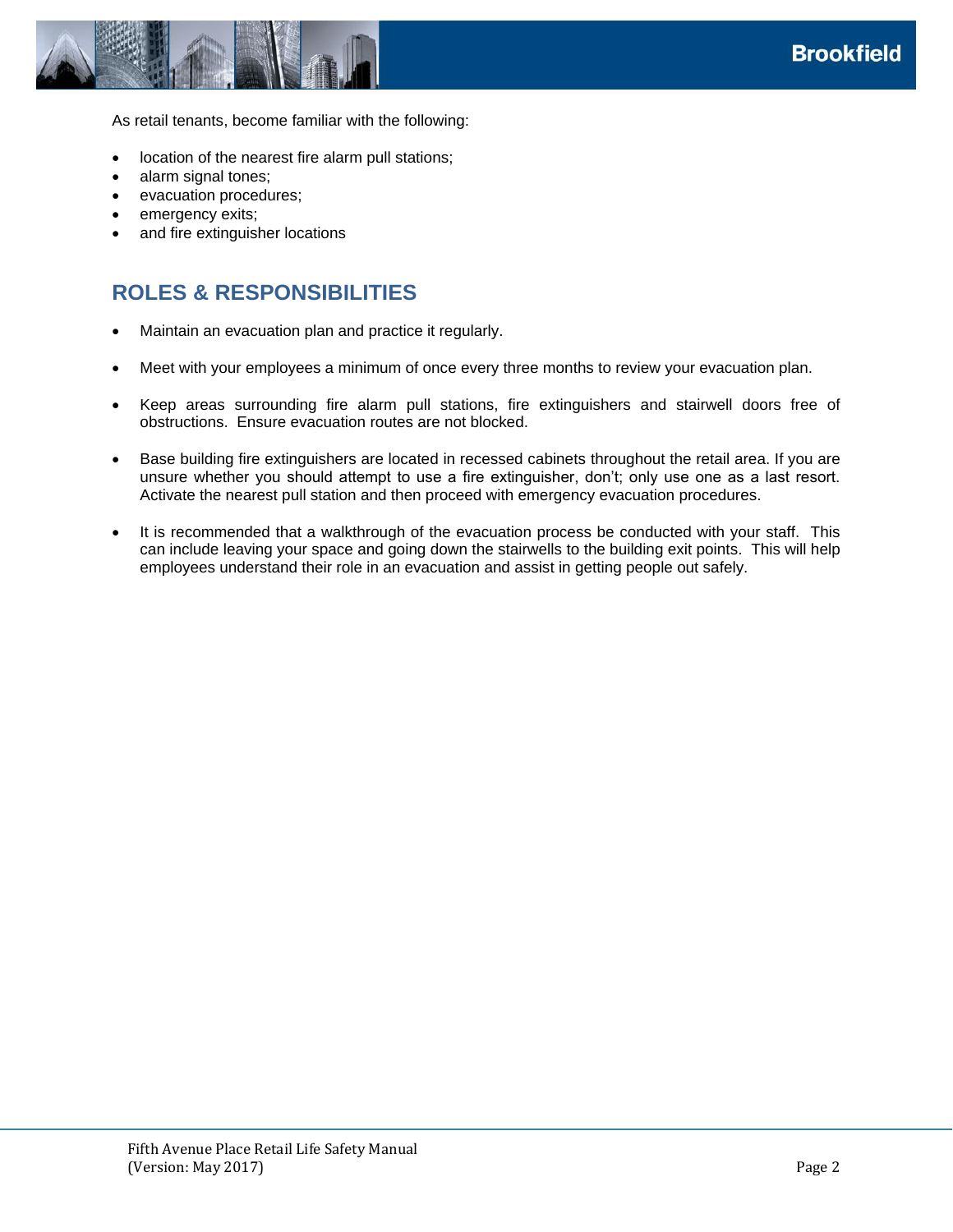As retail tenants, become familiar with the following:

- location of the nearest fire alarm pull stations;
- alarm signal tones;
- evacuation procedures;
- emergency exits;
- and fire extinguisher locations

## ROLES & RESPONSIBILITIES

- Maintain an evacuation plan and practice it regularly.
- Meet with your employees a minimum of once every three months to review your evacuation plan.
- Keep areas surrounding fire alarm pull stations, fire extinguishers and stairwell doors free of obstructions. Ensure evacuation routes are not blocked.
- Base building fire extinguishers are located in recessed cabinets throughout the retail area. If you are unsure whether you should attempt to use a fire extinguisher, don't; only use one as a last resort. Activate the nearest pull station and then proceed with emergency evacuation procedures.
- It is recommended that a walkthrough of the evacuation process be conducted with your staff. This can include leaving your space and going down the stairwells to the building exit points. This will help employees understand their role in an evacuation and assist in getting people out safely.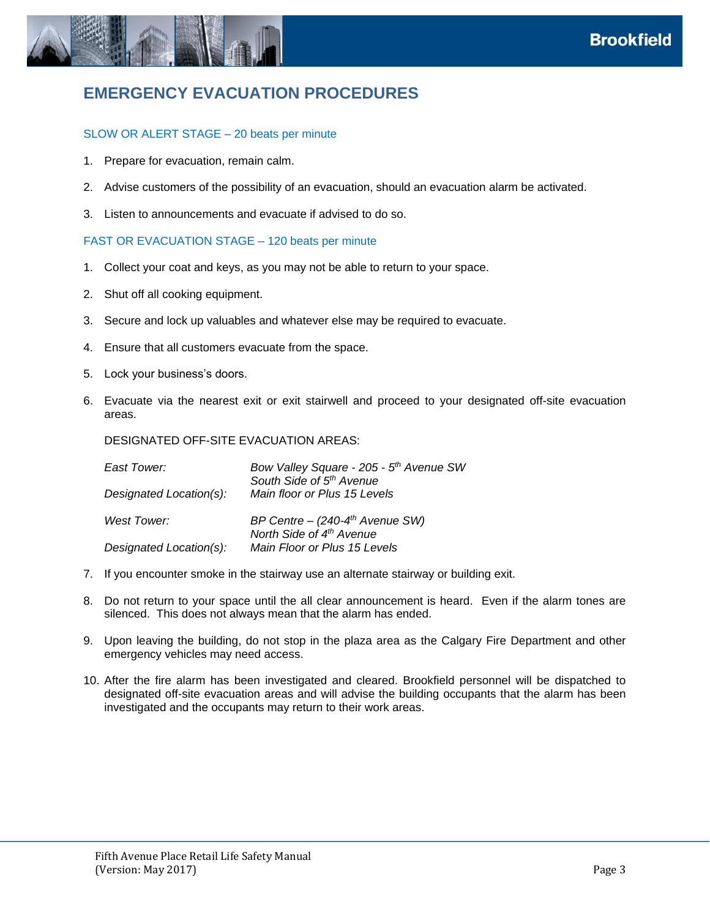# EMERGENCY EVACUATION PROCEDURES

## SLOW OR ALERT STAGE – 20 beats per minute

1. Prepare for evacuation, remain calm.
2. Advise customers of the possibility of an evacuation, should an evacuation alarm be activated.
3. Listen to announcements and evacuate if advised to do so.

## FAST OR EVACUATION STAGE – 120 beats per minute

1. Collect your coat and keys, as you may not be able to return to your space.
2. Shut off all cooking equipment.
3. Secure and lock up valuables and whatever else may be required to evacuate.
4. Ensure that all customers evacuate from the space.
5. Lock your business's doors.
6. Evacuate via the nearest exit or exit stairwell and proceed to your designated off-site evacuation areas.

   DESIGNATED OFF-SITE EVACUATION AREAS:

   | | |
   |---|---|
   | *East Tower:* | *Bow Valley Square - 205 - 5th Avenue SW*<br>*South Side of 5th Avenue* |
   | *Designated Location(s):* | *Main floor or Plus 15 Levels* |
   | *West Tower:* | *BP Centre – (240-4th Avenue SW)*<br>*North Side of 4th Avenue* |
   | *Designated Location(s):* | *Main Floor or Plus 15 Levels* |

7. If you encounter smoke in the stairway use an alternate stairway or building exit.
8. Do not return to your space until the all clear announcement is heard. Even if the alarm tones are silenced. This does not always mean that the alarm has ended.
9. Upon leaving the building, do not stop in the plaza area as the Calgary Fire Department and other emergency vehicles may need access.
10. After the fire alarm has been investigated and cleared. Brookfield personnel will be dispatched to designated off-site evacuation areas and will advise the building occupants that the alarm has been investigated and the occupants may return to their work areas.